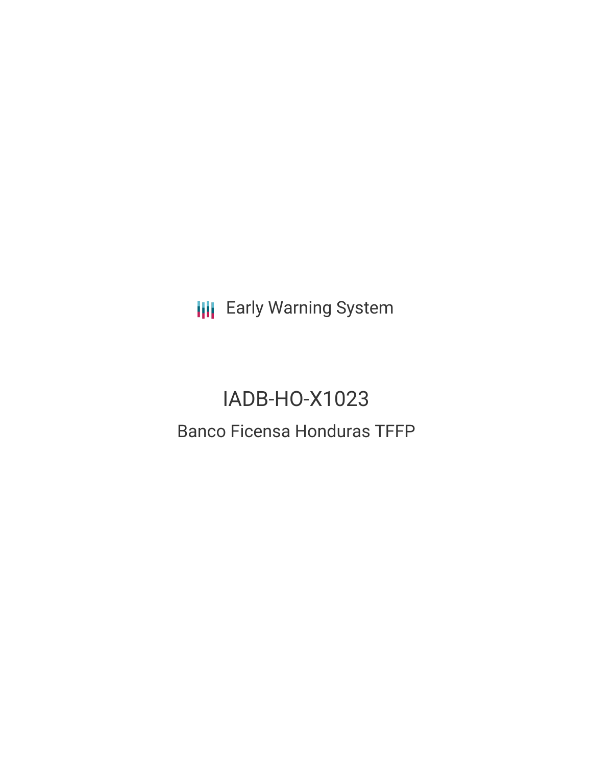Early Warning System

# IADB-HO-X1023

## Banco Ficensa Honduras TFFP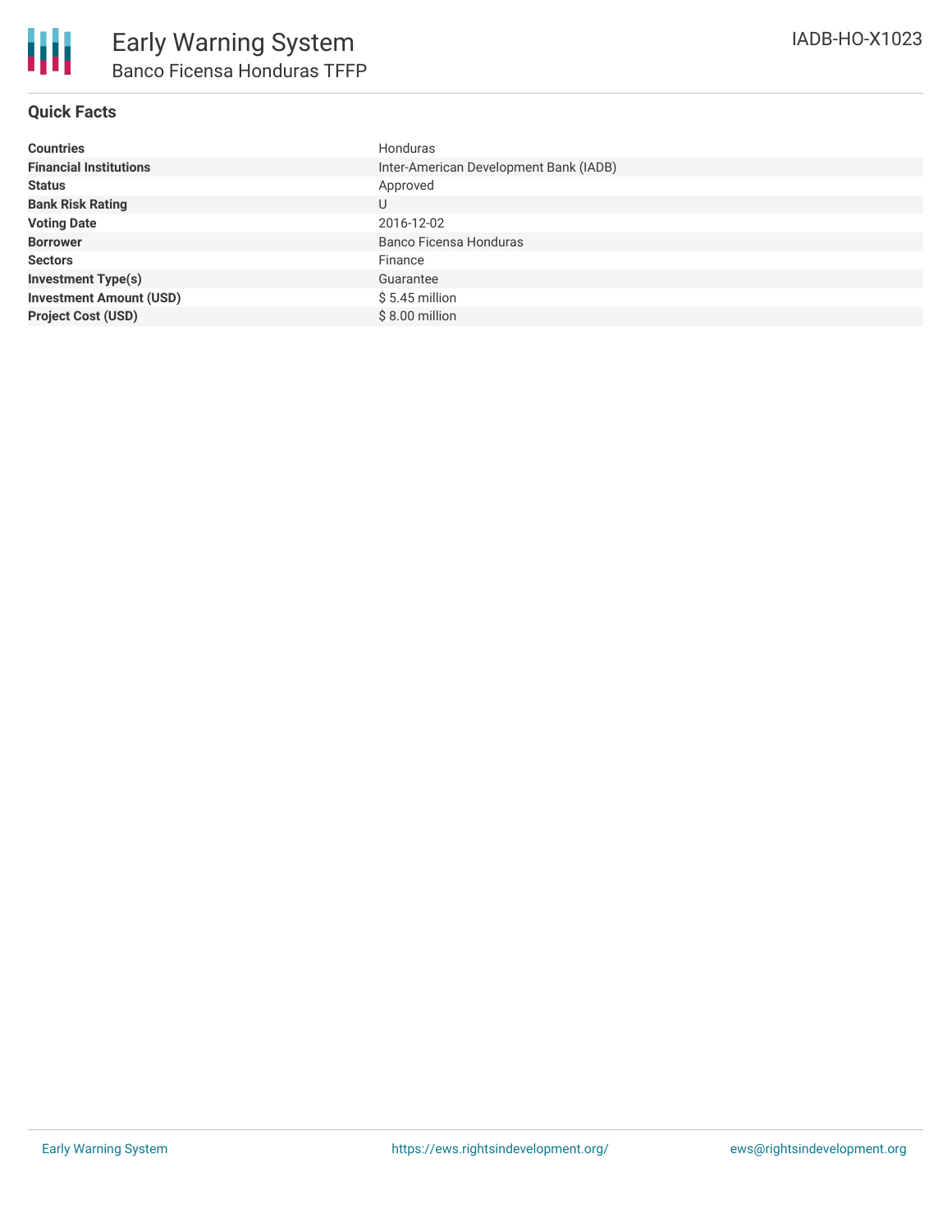# Early Warning System
## Banco Ficensa Honduras TFFP

IADB-HO-X1023

### Quick Facts

| | |
|---|---|
| **Countries** | Honduras |
| **Financial Institutions** | Inter-American Development Bank (IADB) |
| **Status** | Approved |
| **Bank Risk Rating** | U |
| **Voting Date** | 2016-12-02 |
| **Borrower** | Banco Ficensa Honduras |
| **Sectors** | Finance |
| **Investment Type(s)** | Guarantee |
| **Investment Amount (USD)** | $ 5.45 million |
| **Project Cost (USD)** | $ 8.00 million |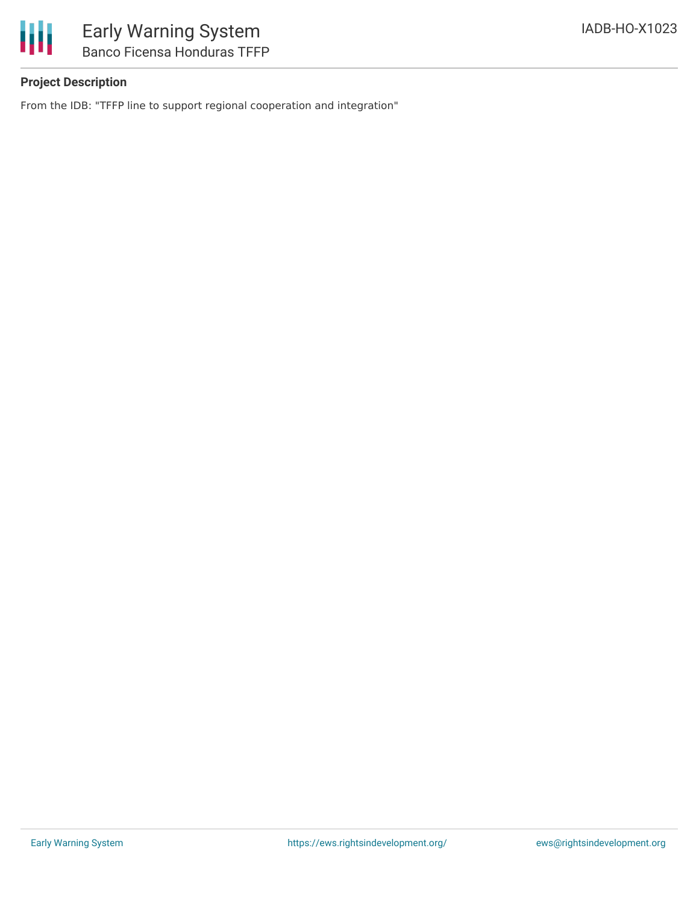### Project Description

From the IDB: "TFFP line to support regional cooperation and integration"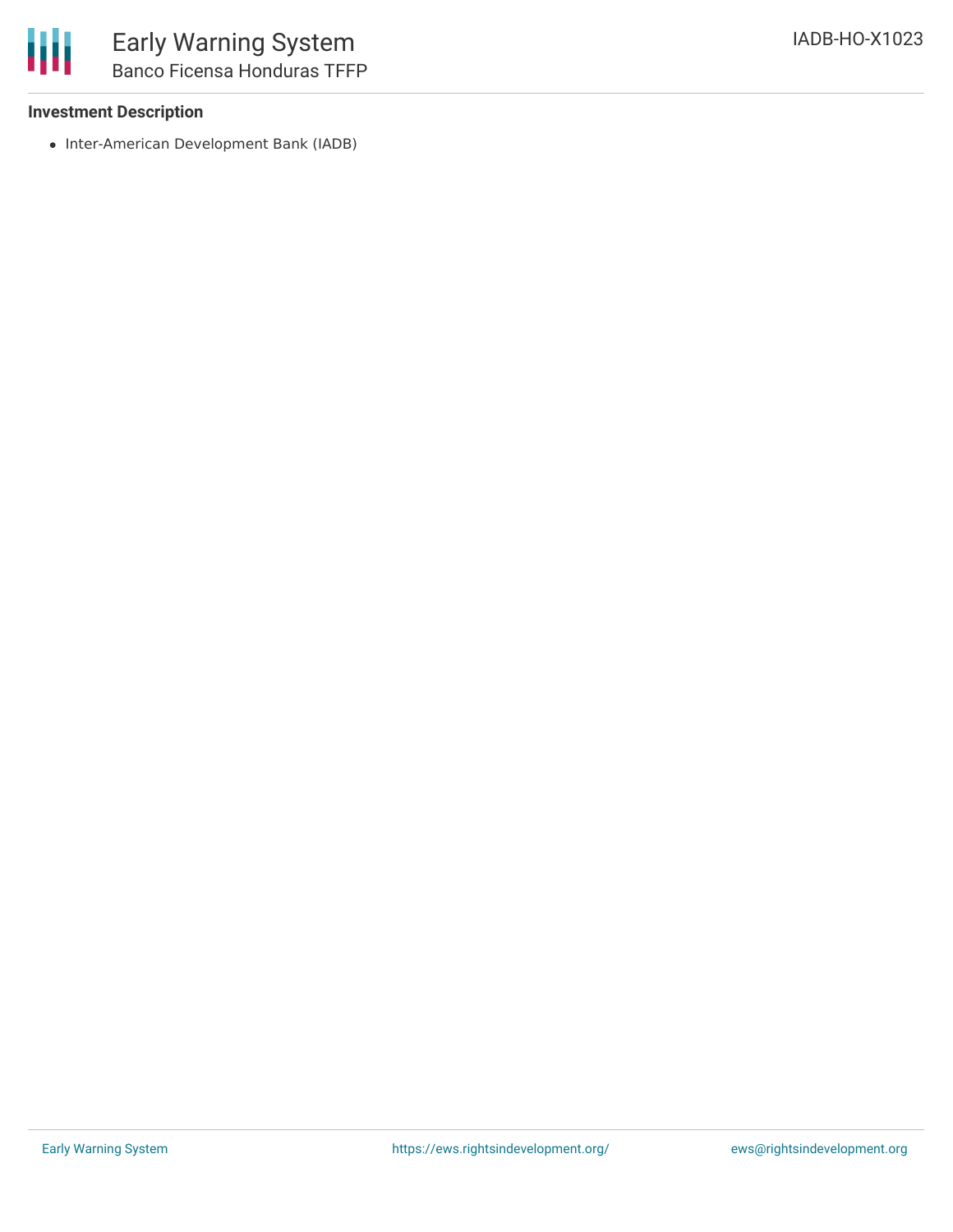### Investment Description

- Inter-American Development Bank (IADB)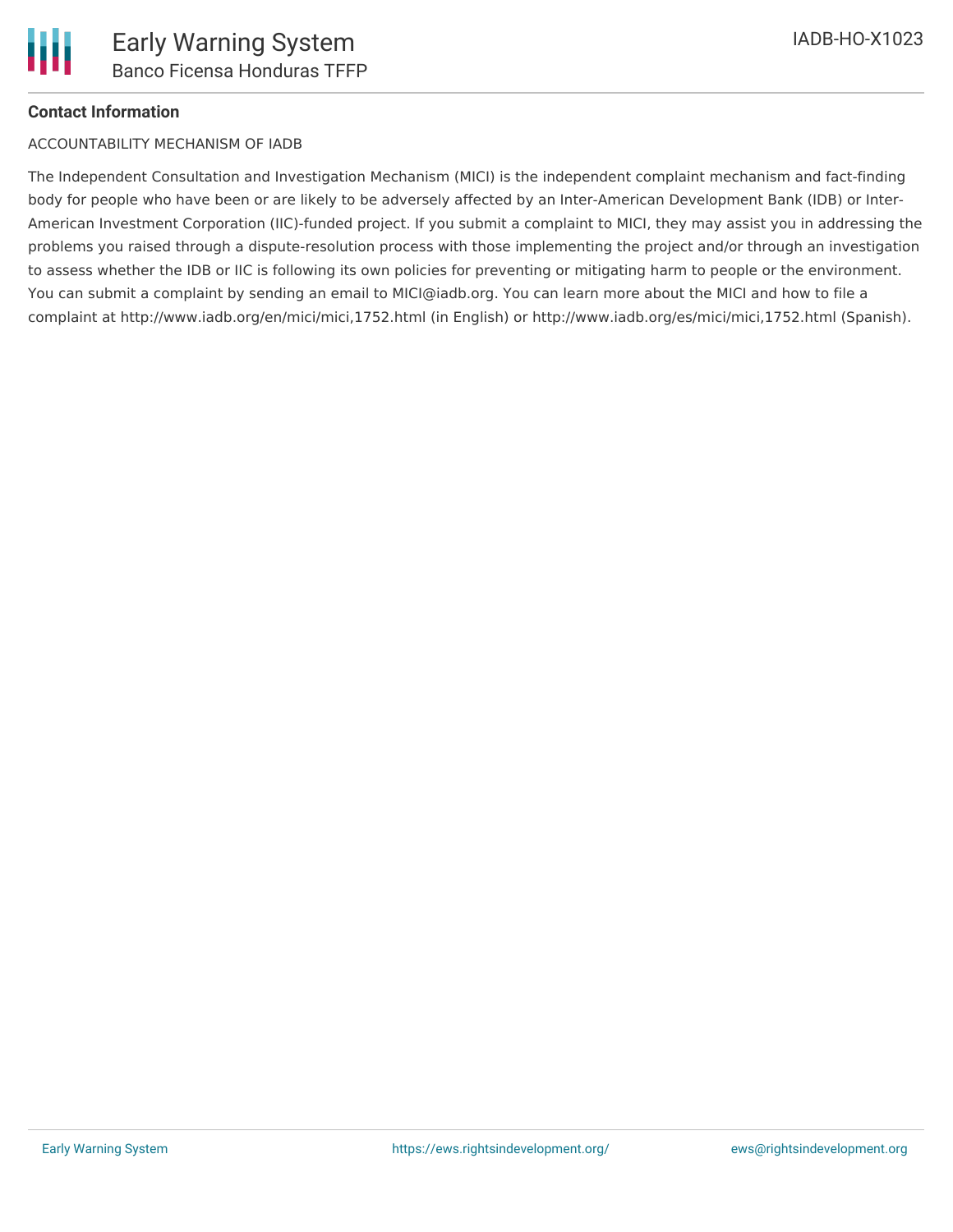**Contact Information**

ACCOUNTABILITY MECHANISM OF IADB

The Independent Consultation and Investigation Mechanism (MICI) is the independent complaint mechanism and fact-finding body for people who have been or are likely to be adversely affected by an Inter-American Development Bank (IDB) or Inter-American Investment Corporation (IIC)-funded project. If you submit a complaint to MICI, they may assist you in addressing the problems you raised through a dispute-resolution process with those implementing the project and/or through an investigation to assess whether the IDB or IIC is following its own policies for preventing or mitigating harm to people or the environment. You can submit a complaint by sending an email to MICI@iadb.org. You can learn more about the MICI and how to file a complaint at http://www.iadb.org/en/mici/mici,1752.html (in English) or http://www.iadb.org/es/mici/mici,1752.html (Spanish).